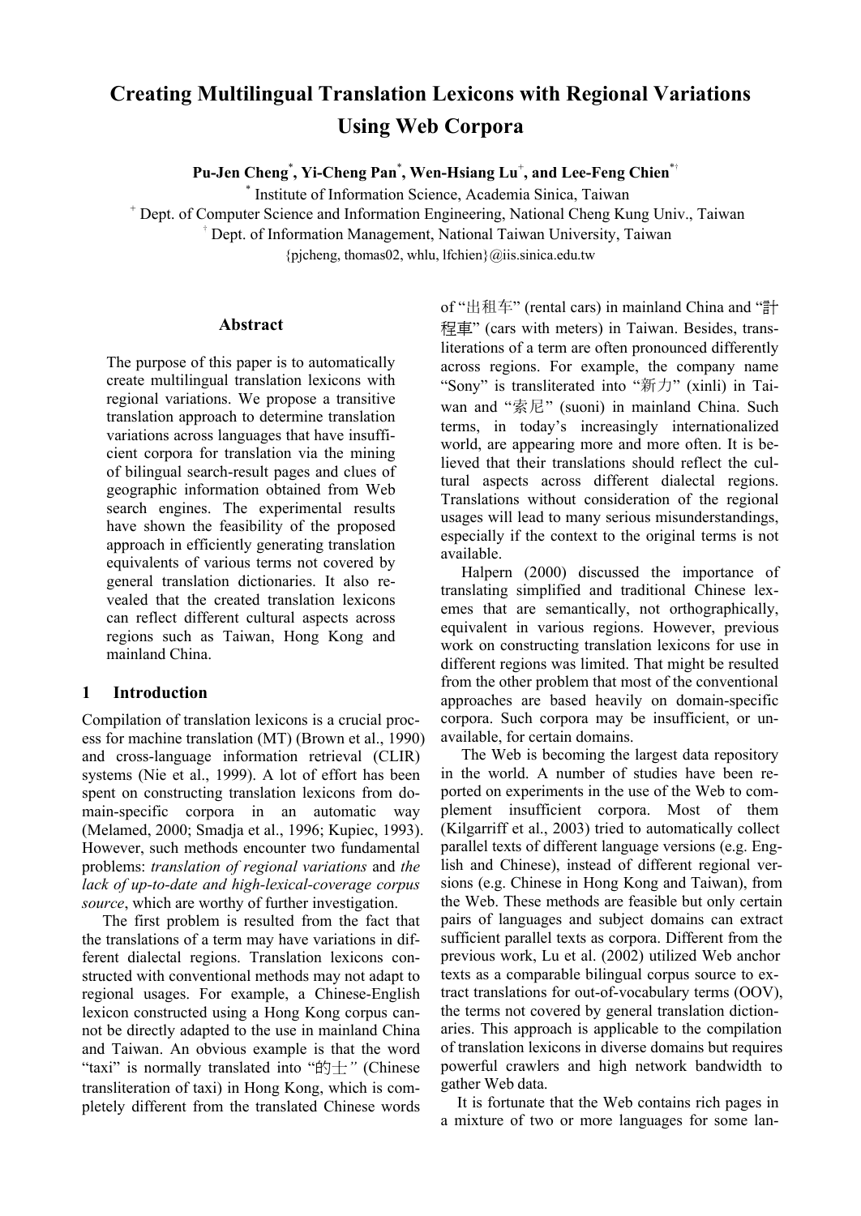# Creating Multilingual Translation Lexicons with Regional Variations Using Web Corpora

**Pu-Jen Cheng[*], Yi-Cheng Pan[*], Wen-Hsiang Lu[+], and Lee-Feng Chien[*†]**

[*] Institute of Information Science, Academia Sinica, Taiwan

[+] Dept. of Computer Science and Information Engineering, National Cheng Kung Univ., Taiwan

[†] Dept. of Information Management, National Taiwan University, Taiwan

{pjcheng, thomas02, whlu, lfchien}@iis.sinica.edu.tw

## Abstract

The purpose of this paper is to automatically create multilingual translation lexicons with regional variations. We propose a transitive translation approach to determine translation variations across languages that have insufficient corpora for translation via the mining of bilingual search-result pages and clues of geographic information obtained from Web search engines. The experimental results have shown the feasibility of the proposed approach in efficiently generating translation equivalents of various terms not covered by general translation dictionaries. It also revealed that the created translation lexicons can reflect different cultural aspects across regions such as Taiwan, Hong Kong and mainland China.

## 1 Introduction

Compilation of translation lexicons is a crucial process for machine translation (MT) (Brown et al., 1990) and cross-language information retrieval (CLIR) systems (Nie et al., 1999). A lot of effort has been spent on constructing translation lexicons from domain-specific corpora in an automatic way (Melamed, 2000; Smadja et al., 1996; Kupiec, 1993). However, such methods encounter two fundamental problems: *translation of regional variations* and *the lack of up-to-date and high-lexical-coverage corpus source*, which are worthy of further investigation.

The first problem is resulted from the fact that the translations of a term may have variations in different dialectal regions. Translation lexicons constructed with conventional methods may not adapt to regional usages. For example, a Chinese-English lexicon constructed using a Hong Kong corpus cannot be directly adapted to the use in mainland China and Taiwan. An obvious example is that the word "taxi" is normally translated into "的士" (Chinese transliteration of taxi) in Hong Kong, which is completely different from the translated Chinese words of "出租车" (rental cars) in mainland China and "計程車" (cars with meters) in Taiwan. Besides, transliterations of a term are often pronounced differently across regions. For example, the company name "Sony" is transliterated into "新力" (xinli) in Taiwan and "索尼" (suoni) in mainland China. Such terms, in today's increasingly internationalized world, are appearing more and more often. It is believed that their translations should reflect the cultural aspects across different dialectal regions. Translations without consideration of the regional usages will lead to many serious misunderstandings, especially if the context to the original terms is not available.

Halpern (2000) discussed the importance of translating simplified and traditional Chinese lexemes that are semantically, not orthographically, equivalent in various regions. However, previous work on constructing translation lexicons for use in different regions was limited. That might be resulted from the other problem that most of the conventional approaches are based heavily on domain-specific corpora. Such corpora may be insufficient, or unavailable, for certain domains.

The Web is becoming the largest data repository in the world. A number of studies have been reported on experiments in the use of the Web to complement insufficient corpora. Most of them (Kilgarriff et al., 2003) tried to automatically collect parallel texts of different language versions (e.g. English and Chinese), instead of different regional versions (e.g. Chinese in Hong Kong and Taiwan), from the Web. These methods are feasible but only certain pairs of languages and subject domains can extract sufficient parallel texts as corpora. Different from the previous work, Lu et al. (2002) utilized Web anchor texts as a comparable bilingual corpus source to extract translations for out-of-vocabulary terms (OOV), the terms not covered by general translation dictionaries. This approach is applicable to the compilation of translation lexicons in diverse domains but requires powerful crawlers and high network bandwidth to gather Web data.

It is fortunate that the Web contains rich pages in a mixture of two or more languages for some lan-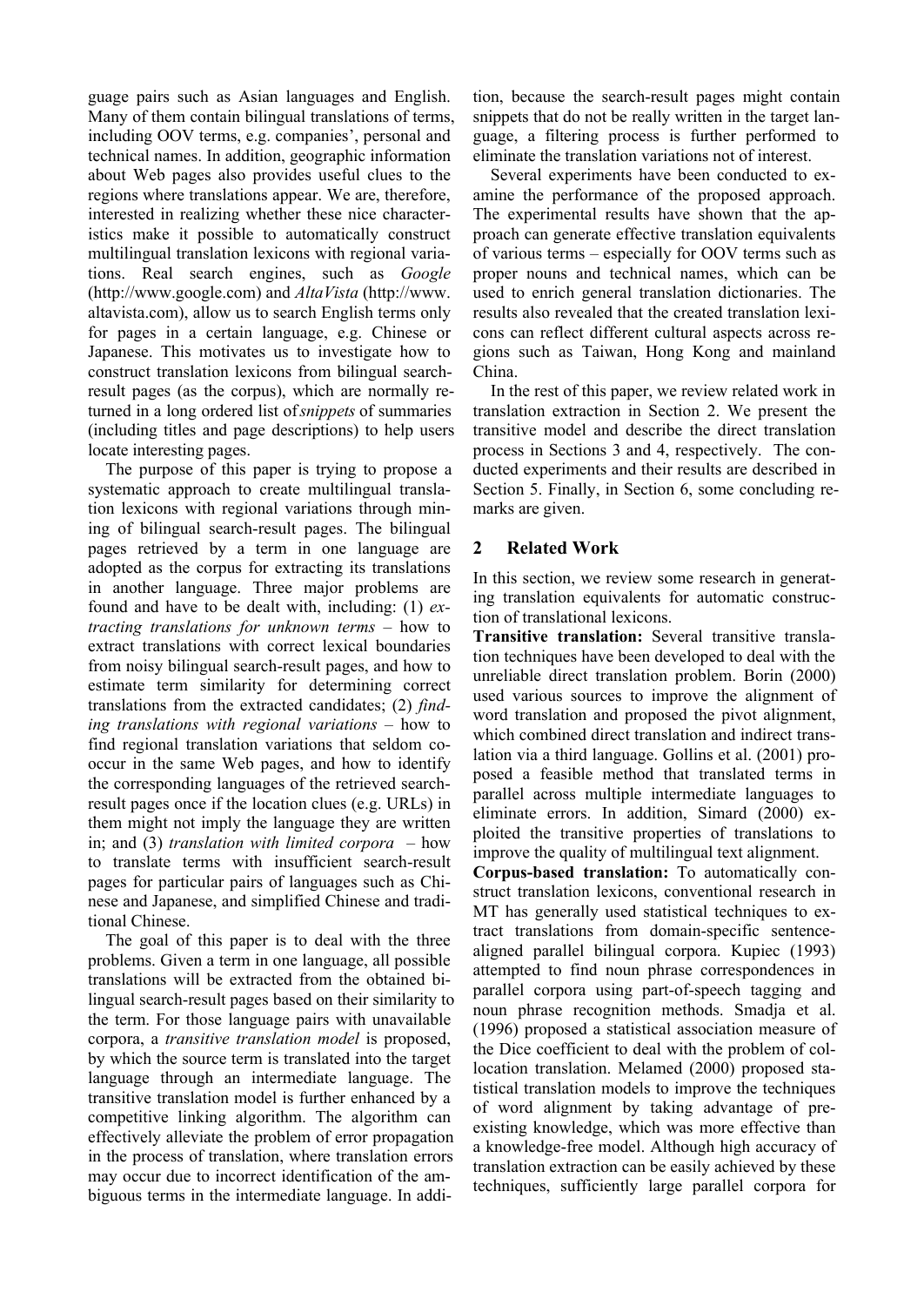guage pairs such as Asian languages and English. Many of them contain bilingual translations of terms, including OOV terms, e.g. companies', personal and technical names. In addition, geographic information about Web pages also provides useful clues to the regions where translations appear. We are, therefore, interested in realizing whether these nice characteristics make it possible to automatically construct multilingual translation lexicons with regional variations. Real search engines, such as *Google* (http://www.google.com) and *AltaVista* (http://www.altavista.com), allow us to search English terms only for pages in a certain language, e.g. Chinese or Japanese. This motivates us to investigate how to construct translation lexicons from bilingual search-result pages (as the corpus), which are normally returned in a long ordered list of *snippets* of summaries (including titles and page descriptions) to help users locate interesting pages.

The purpose of this paper is trying to propose a systematic approach to create multilingual translation lexicons with regional variations through mining of bilingual search-result pages. The bilingual pages retrieved by a term in one language are adopted as the corpus for extracting its translations in another language. Three major problems are found and have to be dealt with, including: (1) *extracting translations for unknown terms* – how to extract translations with correct lexical boundaries from noisy bilingual search-result pages, and how to estimate term similarity for determining correct translations from the extracted candidates; (2) *finding translations with regional variations* – how to find regional translation variations that seldom co-occur in the same Web pages, and how to identify the corresponding languages of the retrieved search-result pages once if the location clues (e.g. URLs) in them might not imply the language they are written in; and (3) *translation with limited corpora* – how to translate terms with insufficient search-result pages for particular pairs of languages such as Chinese and Japanese, and simplified Chinese and traditional Chinese.

The goal of this paper is to deal with the three problems. Given a term in one language, all possible translations will be extracted from the obtained bilingual search-result pages based on their similarity to the term. For those language pairs with unavailable corpora, a *transitive translation model* is proposed, by which the source term is translated into the target language through an intermediate language. The transitive translation model is further enhanced by a competitive linking algorithm. The algorithm can effectively alleviate the problem of error propagation in the process of translation, where translation errors may occur due to incorrect identification of the ambiguous terms in the intermediate language. In addition, because the search-result pages might contain snippets that do not be really written in the target language, a filtering process is further performed to eliminate the translation variations not of interest.

Several experiments have been conducted to examine the performance of the proposed approach. The experimental results have shown that the approach can generate effective translation equivalents of various terms – especially for OOV terms such as proper nouns and technical names, which can be used to enrich general translation dictionaries. The results also revealed that the created translation lexicons can reflect different cultural aspects across regions such as Taiwan, Hong Kong and mainland China.

In the rest of this paper, we review related work in translation extraction in Section 2. We present the transitive model and describe the direct translation process in Sections 3 and 4, respectively. The conducted experiments and their results are described in Section 5. Finally, in Section 6, some concluding remarks are given.

## 2 Related Work

In this section, we review some research in generating translation equivalents for automatic construction of translational lexicons.

**Transitive translation:** Several transitive translation techniques have been developed to deal with the unreliable direct translation problem. Borin (2000) used various sources to improve the alignment of word translation and proposed the pivot alignment, which combined direct translation and indirect translation via a third language. Gollins et al. (2001) proposed a feasible method that translated terms in parallel across multiple intermediate languages to eliminate errors. In addition, Simard (2000) exploited the transitive properties of translations to improve the quality of multilingual text alignment.

**Corpus-based translation:** To automatically construct translation lexicons, conventional research in MT has generally used statistical techniques to extract translations from domain-specific sentence-aligned parallel bilingual corpora. Kupiec (1993) attempted to find noun phrase correspondences in parallel corpora using part-of-speech tagging and noun phrase recognition methods. Smadja et al. (1996) proposed a statistical association measure of the Dice coefficient to deal with the problem of collocation translation. Melamed (2000) proposed statistical translation models to improve the techniques of word alignment by taking advantage of pre-existing knowledge, which was more effective than a knowledge-free model. Although high accuracy of translation extraction can be easily achieved by these techniques, sufficiently large parallel corpora for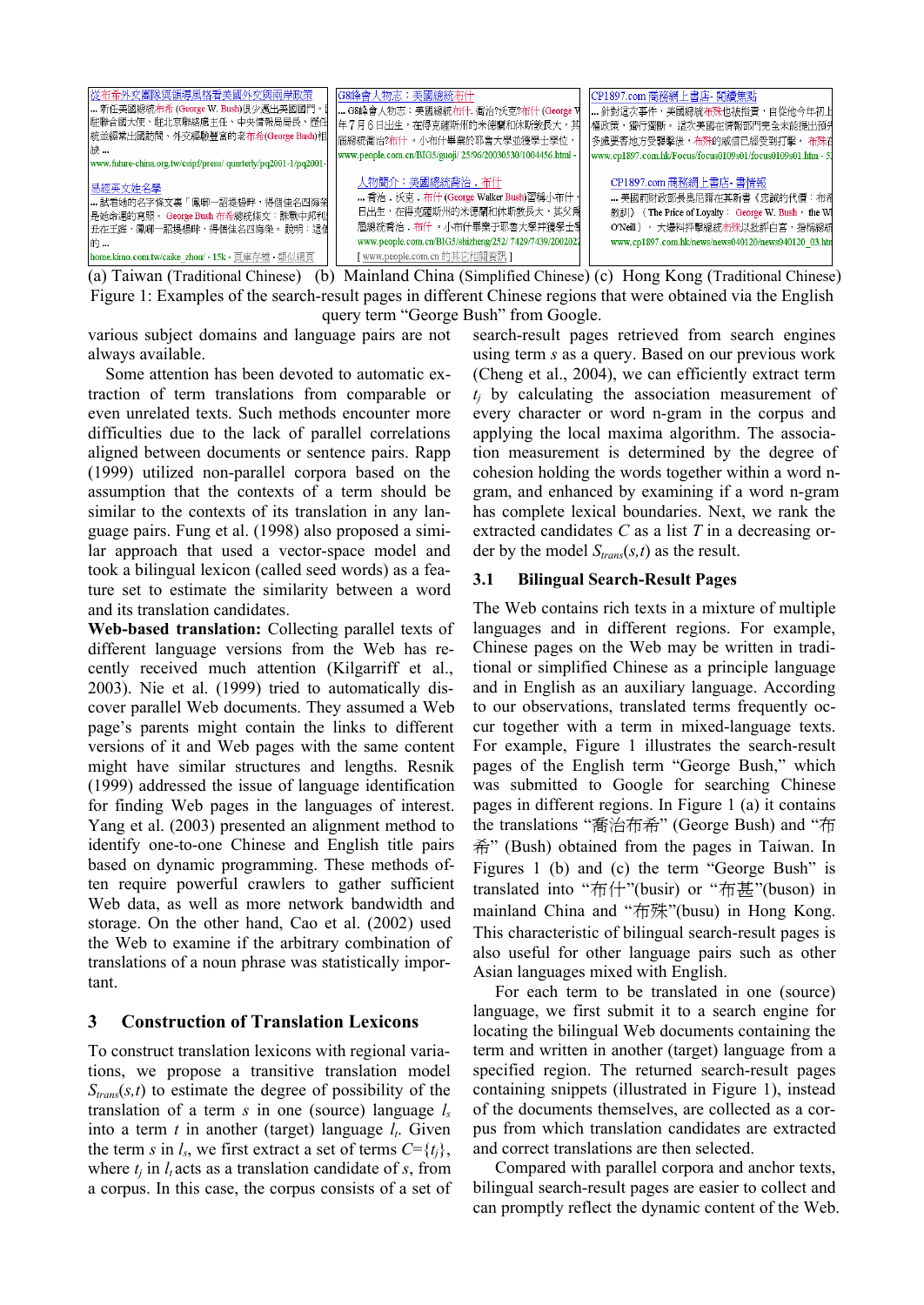(a) Taiwan (Traditional Chinese) (b) Mainland China (Simplified Chinese) (c) Hong Kong (Traditional Chinese)

Figure 1: Examples of the search-result pages in different Chinese regions that were obtained via the English query term "George Bush" from Google.

various subject domains and language pairs are not always available.

Some attention has been devoted to automatic extraction of term translations from comparable or even unrelated texts. Such methods encounter more difficulties due to the lack of parallel correlations aligned between documents or sentence pairs. Rapp (1999) utilized non-parallel corpora based on the assumption that the contexts of a term should be similar to the contexts of its translation in any language pairs. Fung et al. (1998) also proposed a similar approach that used a vector-space model and took a bilingual lexicon (called seed words) as a feature set to estimate the similarity between a word and its translation candidates.

**Web-based translation:** Collecting parallel texts of different language versions from the Web has recently received much attention (Kilgarriff et al., 2003). Nie et al. (1999) tried to automatically discover parallel Web documents. They assumed a Web page's parents might contain the links to different versions of it and Web pages with the same content might have similar structures and lengths. Resnik (1999) addressed the issue of language identification for finding Web pages in the languages of interest. Yang et al. (2003) presented an alignment method to identify one-to-one Chinese and English title pairs based on dynamic programming. These methods often require powerful crawlers to gather sufficient Web data, as well as more network bandwidth and storage. On the other hand, Cao et al. (2002) used the Web to examine if the arbitrary combination of translations of a noun phrase was statistically important.

## 3 Construction of Translation Lexicons

To construct translation lexicons with regional variations, we propose a transitive translation model $S_{trans}(s,t)$ to estimate the degree of possibility of the translation of a term $s$ in one (source) language $l_s$ into a term $t$ in another (target) language $l_t$. Given the term $s$ in $l_s$, we first extract a set of terms $C=\{t_j\}$, where $t_j$ in $l_t$ acts as a translation candidate of $s$, from a corpus. In this case, the corpus consists of a set of search-result pages retrieved from search engines using term $s$ as a query. Based on our previous work (Cheng et al., 2004), we can efficiently extract term $t_j$ by calculating the association measurement of every character or word n-gram in the corpus and applying the local maxima algorithm. The association measurement is determined by the degree of cohesion holding the words together within a word n-gram, and enhanced by examining if a word n-gram has complete lexical boundaries. Next, we rank the extracted candidates $C$ as a list $T$ in a decreasing order by the model $S_{trans}(s,t)$ as the result.

### 3.1 Bilingual Search-Result Pages

The Web contains rich texts in a mixture of multiple languages and in different regions. For example, Chinese pages on the Web may be written in traditional or simplified Chinese as a principle language and in English as an auxiliary language. According to our observations, translated terms frequently occur together with a term in mixed-language texts. For example, Figure 1 illustrates the search-result pages of the English term "George Bush," which was submitted to Google for searching Chinese pages in different regions. In Figure 1 (a) it contains the translations "喬治布希" (George Bush) and "布希" (Bush) obtained from the pages in Taiwan. In Figures 1 (b) and (c) the term "George Bush" is translated into "布什"(busir) or "布甚"(buson) in mainland China and "布殊"(busu) in Hong Kong. This characteristic of bilingual search-result pages is also useful for other language pairs such as other Asian languages mixed with English.

For each term to be translated in one (source) language, we first submit it to a search engine for locating the bilingual Web documents containing the term and written in another (target) language from a specified region. The returned search-result pages containing snippets (illustrated in Figure 1), instead of the documents themselves, are collected as a corpus from which translation candidates are extracted and correct translations are then selected.

Compared with parallel corpora and anchor texts, bilingual search-result pages are easier to collect and can promptly reflect the dynamic content of the Web.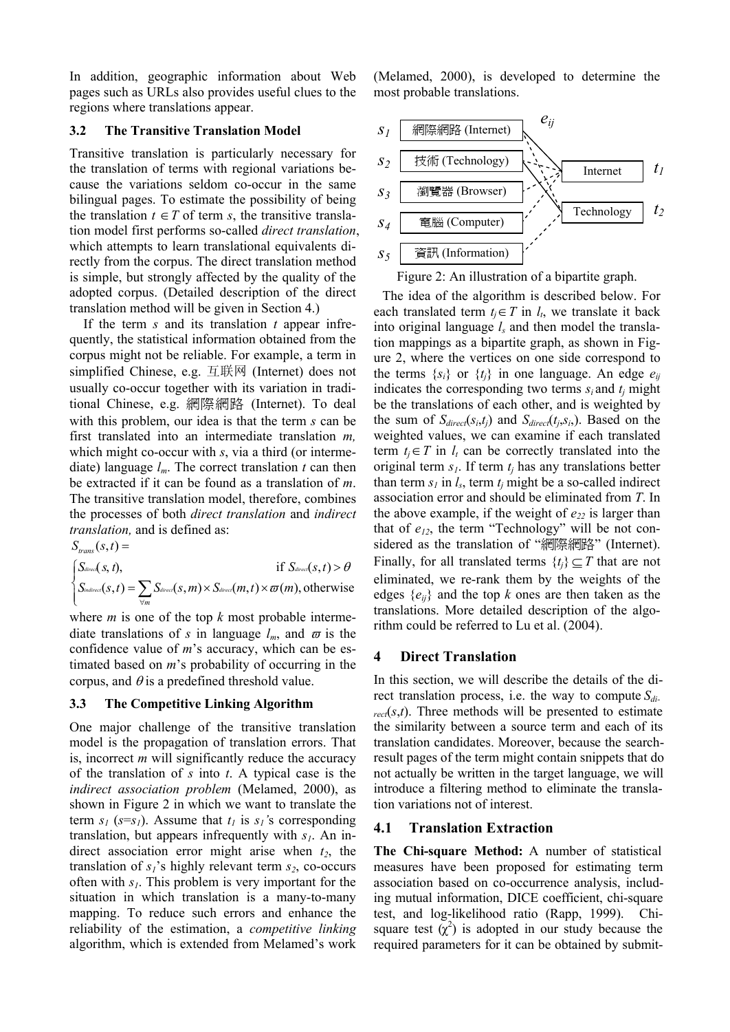In addition, geographic information about Web pages such as URLs also provides useful clues to the regions where translations appear.

### 3.2 The Transitive Translation Model

Transitive translation is particularly necessary for the translation of terms with regional variations because the variations seldom co-occur in the same bilingual pages. To estimate the possibility of being the translation $t \in T$ of term $s$, the transitive translation model first performs so-called *direct translation*, which attempts to learn translational equivalents directly from the corpus. The direct translation method is simple, but strongly affected by the quality of the adopted corpus. (Detailed description of the direct translation method will be given in Section 4.)

If the term $s$ and its translation $t$ appear infrequently, the statistical information obtained from the corpus might not be reliable. For example, a term in simplified Chinese, e.g. 互联网 (Internet) does not usually co-occur together with its variation in traditional Chinese, e.g. 網際網路 (Internet). To deal with this problem, our idea is that the term $s$ can be first translated into an intermediate translation $m$, which might co-occur with $s$, via a third (or intermediate) language $l_m$. The correct translation $t$ can then be extracted if it can be found as a translation of $m$. The transitive translation model, therefore, combines the processes of both *direct translation* and *indirect translation,* and is defined as:

$$S_{trans}(s,t) = \begin{cases} S_{direct}(s,t), & \text{if } S_{direct}(s,t) > \theta \\ S_{indirect}(s,t) = \sum_{\forall m} S_{direct}(s,m) \times S_{direct}(m,t) \times \varpi(m), & \text{otherwise} \end{cases}$$

where $m$ is one of the top $k$ most probable intermediate translations of $s$ in language $l_m$, and $\varpi$ is the confidence value of $m$'s accuracy, which can be estimated based on $m$'s probability of occurring in the corpus, and $\theta$ is a predefined threshold value.

### 3.3 The Competitive Linking Algorithm

One major challenge of the transitive translation model is the propagation of translation errors. That is, incorrect $m$ will significantly reduce the accuracy of the translation of $s$ into $t$. A typical case is the *indirect association problem* (Melamed, 2000), as shown in Figure 2 in which we want to translate the term $s_1$ ($s$=$s_1$). Assume that $t_1$ is $s_1$'s corresponding translation, but appears infrequently with $s_1$. An indirect association error might arise when $t_2$, the translation of $s_1$'s highly relevant term $s_2$, co-occurs often with $s_1$. This problem is very important for the situation in which translation is a many-to-many mapping. To reduce such errors and enhance the reliability of the estimation, a *competitive linking* algorithm, which is extended from Melamed's work (Melamed, 2000), is developed to determine the most probable translations.

Figure 2: An illustration of a bipartite graph.

The idea of the algorithm is described below. For each translated term $t_j \in T$ in $l_t$, we translate it back into original language $l_s$ and then model the translation mappings as a bipartite graph, as shown in Figure 2, where the vertices on one side correspond to the terms $\{s_i\}$ or $\{t_j\}$ in one language. An edge $e_{ij}$ indicates the corresponding two terms $s_i$ and $t_j$ might be the translations of each other, and is weighted by the sum of $S_{direct}(s_i,t_j)$ and $S_{direct}(t_j,s_i)$. Based on the weighted values, we can examine if each translated term $t_j \in T$ in $l_t$ can be correctly translated into the original term $s_1$. If term $t_j$ has any translations better than term $s_1$ in $l_s$, term $t_j$ might be a so-called indirect association error and should be eliminated from $T$. In the above example, if the weight of $e_{22}$ is larger than that of $e_{12}$, the term "Technology" will be not considered as the translation of "網際網路" (Internet). Finally, for all translated terms $\{t_j\} \subseteq T$ that are not eliminated, we re-rank them by the weights of the edges $\{e_{ij}\}$ and the top $k$ ones are then taken as the translations. More detailed description of the algorithm could be referred to Lu et al. (2004).

## 4 Direct Translation

In this section, we will describe the details of the direct translation process, i.e. the way to compute $S_{direct}(s,t)$. Three methods will be presented to estimate the similarity between a source term and each of its translation candidates. Moreover, because the search-result pages of the term might contain snippets that do not actually be written in the target language, we will introduce a filtering method to eliminate the translation variations not of interest.

### 4.1 Translation Extraction

**The Chi-square Method:** A number of statistical measures have been proposed for estimating term association based on co-occurrence analysis, including mutual information, DICE coefficient, chi-square test, and log-likelihood ratio (Rapp, 1999). Chi-square test ($\chi^2$) is adopted in our study because the required parameters for it can be obtained by submit-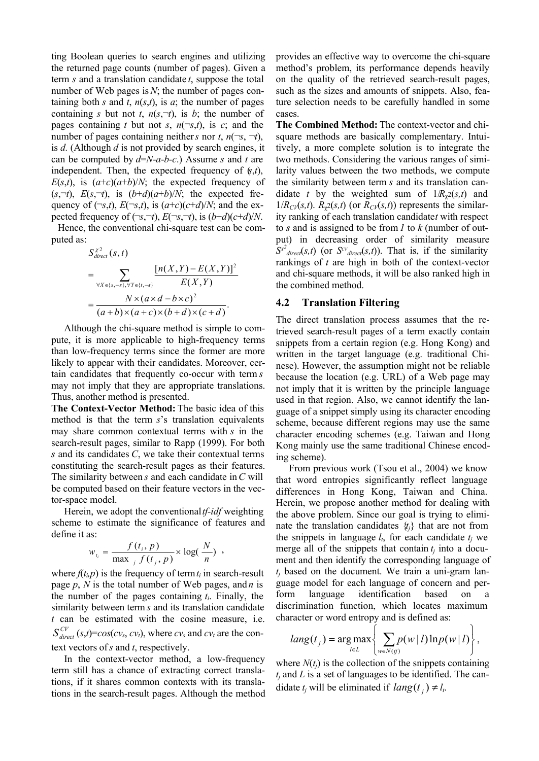ting Boolean queries to search engines and utilizing the returned page counts (number of pages). Given a term $s$ and a translation candidate $t$, suppose the total number of Web pages is $N$; the number of pages containing both $s$ and $t$, $n(s,t)$, is $a$; the number of pages containing $s$ but not $t$, $n(s,\neg t)$, is $b$; the number of pages containing $t$ but not $s$, $n(\neg s,t)$, is $c$; and the number of pages containing neither $s$ nor $t$, $n(\neg s, \neg t)$, is $d$. (Although $d$ is not provided by search engines, it can be computed by $d=N-a-b-c$.) Assume $s$ and $t$ are independent. Then, the expected frequency of $(s,t)$, $E(s,t)$, is $(a+c)(a+b)/N$; the expected frequency of $(s,\neg t)$, $E(s,\neg t)$, is $(b+d)(a+b)/N$; the expected frequency of $(\neg s,t)$, $E(\neg s,t)$, is $(a+c)(c+d)/N$; and the expected frequency of $(\neg s,\neg t)$, $E(\neg s,\neg t)$, is $(b+d)(c+d)/N$.

Hence, the conventional chi-square test can be computed as:

$$
\begin{aligned}
& S_{direct}^{\chi^2}(s,t) \\
&= \sum_{\forall X \in \{s,\neg s\}, \forall Y \in \{t,\neg t\}} \frac{[n(X,Y)-E(X,Y)]^2}{E(X,Y)} \\
&= \frac{N \times (a \times d - b \times c)^2}{(a+b)\times(a+c)\times(b+d)\times(c+d)}.
\end{aligned}
$$

Although the chi-square method is simple to compute, it is more applicable to high-frequency terms than low-frequency terms since the former are more likely to appear with their candidates. Moreover, certain candidates that frequently co-occur with term $s$ may not imply that they are appropriate translations. Thus, another method is presented.

**The Context-Vector Method:** The basic idea of this method is that the term $s$'s translation equivalents may share common contextual terms with $s$ in the search-result pages, similar to Rapp (1999). For both $s$ and its candidates $C$, we take their contextual terms constituting the search-result pages as their features. The similarity between $s$ and each candidate in $C$ will be computed based on their feature vectors in the vector-space model.

Herein, we adopt the conventional *tf-idf* weighting scheme to estimate the significance of features and define it as:

$$
w_{t_i} = \frac{f(t_i,p)}{\max_j f(t_j,p)} \times \log(\frac{N}{n}) ,
$$

where $f(t_i,p)$ is the frequency of term $t_i$ in search-result page $p$, $N$ is the total number of Web pages, and $n$ is the number of the pages containing $t_i$. Finally, the similarity between term $s$ and its translation candidate $t$ can be estimated with the cosine measure, i.e. $S_{direct}^{CV}(s,t)=cos(cv_s, cv_t)$, where $cv_s$ and $cv_t$ are the context vectors of $s$ and $t$, respectively.

In the context-vector method, a low-frequency term still has a chance of extracting correct translations, if it shares common contexts with its translations in the search-result pages. Although the method provides an effective way to overcome the chi-square method's problem, its performance depends heavily on the quality of the retrieved search-result pages, such as the sizes and amounts of snippets. Also, feature selection needs to be carefully handled in some cases.

**The Combined Method:** The context-vector and chi-square methods are basically complementary. Intuitively, a more complete solution is to integrate the two methods. Considering the various ranges of similarity values between the two methods, we compute the similarity between term $s$ and its translation candidate $t$ by the weighted sum of $1/R_{\chi^2}(s,t)$ and $1/R_{CV}(s,t)$. $R_{\chi^2}(s,t)$ (or $R_{CV}(s,t)$) represents the similarity ranking of each translation candidate $t$ with respect to $s$ and is assigned to be from $1$ to $k$ (number of output) in decreasing order of similarity measure $S^{\chi^2}_{direct}(s,t)$ (or $S^{CV}_{direct}(s,t)$). That is, if the similarity rankings of $t$ are high in both of the context-vector and chi-square methods, it will be also ranked high in the combined method.

## 4.2 Translation Filtering

The direct translation process assumes that the retrieved search-result pages of a term exactly contain snippets from a certain region (e.g. Hong Kong) and written in the target language (e.g. traditional Chinese). However, the assumption might not be reliable because the location (e.g. URL) of a Web page may not imply that it is written by the principle language used in that region. Also, we cannot identify the language of a snippet simply using its character encoding scheme, because different regions may use the same character encoding schemes (e.g. Taiwan and Hong Kong mainly use the same traditional Chinese encoding scheme).

From previous work (Tsou et al., 2004) we know that word entropies significantly reflect language differences in Hong Kong, Taiwan and China. Herein, we propose another method for dealing with the above problem. Since our goal is trying to eliminate the translation candidates $\{t_j\}$ that are not from the snippets in language $l_t$, for each candidate $t_j$ we merge all of the snippets that contain $t_j$ into a document and then identify the corresponding language of $t_j$ based on the document. We train a uni-gram language model for each language of concern and perform language identification based on a discrimination function, which locates maximum character or word entropy and is defined as:

$$
lang(t_j) = \arg\max_{l \in L} \left\{ \sum_{w \in N(t_j)} p(w\,|\,l) \ln p(w\,|\,l) \right\},
$$

where $N(t_j)$ is the collection of the snippets containing $t_j$ and $L$ is a set of languages to be identified. The candidate $t_j$ will be eliminated if $lang(t_j) \neq l_t$.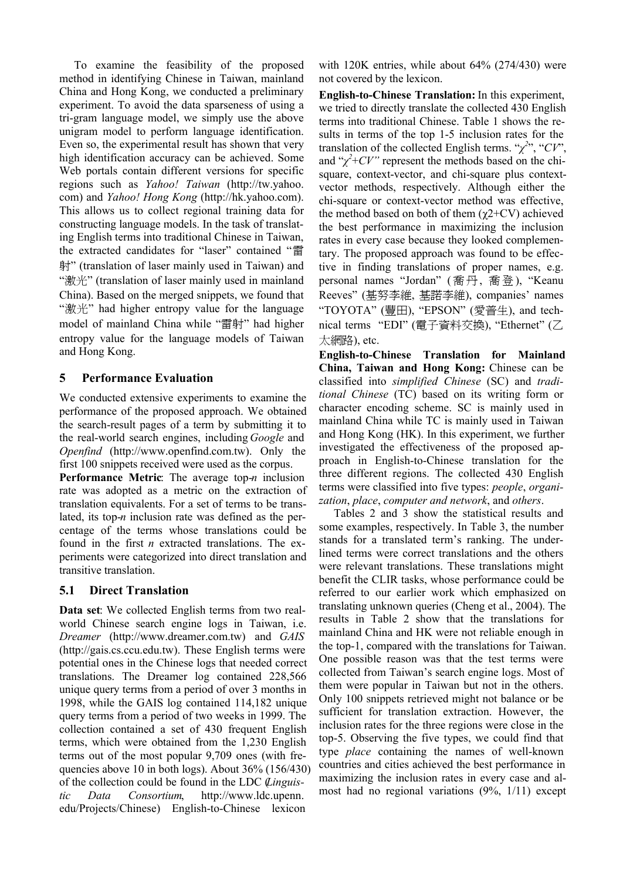To examine the feasibility of the proposed method in identifying Chinese in Taiwan, mainland China and Hong Kong, we conducted a preliminary experiment. To avoid the data sparseness of using a tri-gram language model, we simply use the above unigram model to perform language identification. Even so, the experimental result has shown that very high identification accuracy can be achieved. Some Web portals contain different versions for specific regions such as *Yahoo! Taiwan* (http://tw.yahoo.com) and *Yahoo! Hong Kong* (http://hk.yahoo.com). This allows us to collect regional training data for constructing language models. In the task of translating English terms into traditional Chinese in Taiwan, the extracted candidates for "laser" contained "雷射" (translation of laser mainly used in Taiwan) and "激光" (translation of laser mainly used in mainland China). Based on the merged snippets, we found that "激光" had higher entropy value for the language model of mainland China while "雷射" had higher entropy value for the language models of Taiwan and Hong Kong.

## 5 Performance Evaluation

We conducted extensive experiments to examine the performance of the proposed approach. We obtained the search-result pages of a term by submitting it to the real-world search engines, including *Google* and *Openfind* (http://www.openfind.com.tw). Only the first 100 snippets received were used as the corpus.

**Performance Metric**: The average top-*n* inclusion rate was adopted as a metric on the extraction of translation equivalents. For a set of terms to be translated, its top-*n* inclusion rate was defined as the percentage of the terms whose translations could be found in the first *n* extracted translations. The experiments were categorized into direct translation and transitive translation.

### 5.1 Direct Translation

**Data set**: We collected English terms from two real-world Chinese search engine logs in Taiwan, i.e. *Dreamer* (http://www.dreamer.com.tw) and *GAIS* (http://gais.cs.ccu.edu.tw). These English terms were potential ones in the Chinese logs that needed correct translations. The Dreamer log contained 228,566 unique query terms from a period of over 3 months in 1998, while the GAIS log contained 114,182 unique query terms from a period of two weeks in 1999. The collection contained a set of 430 frequent English terms, which were obtained from the 1,230 English terms out of the most popular 9,709 ones (with frequencies above 10 in both logs). About 36% (156/430) of the collection could be found in the LDC (*Linguistic Data Consortium*, http://www.ldc.upenn.edu/Projects/Chinese) English-to-Chinese lexicon with 120K entries, while about 64% (274/430) were not covered by the lexicon.

**English-to-Chinese Translation:** In this experiment, we tried to directly translate the collected 430 English terms into traditional Chinese. Table 1 shows the results in terms of the top 1-5 inclusion rates for the translation of the collected English terms. "$\chi^2$", "*CV*", and "$\chi^2$+*CV*" represent the methods based on the chi-square, context-vector, and chi-square plus context-vector methods, respectively. Although either the chi-square or context-vector method was effective, the method based on both of them ($\chi$2+CV) achieved the best performance in maximizing the inclusion rates in every case because they looked complementary. The proposed approach was found to be effective in finding translations of proper names, e.g. personal names "Jordan" (喬丹, 喬登), "Keanu Reeves" (基努李維, 基諾李維), companies' names "TOYOTA" (豐田), "EPSON" (愛普生), and technical terms "EDI" (電子資料交換), "Ethernet" (乙太網路), etc.

**English-to-Chinese Translation for Mainland China, Taiwan and Hong Kong:** Chinese can be classified into *simplified Chinese* (SC) and *traditional Chinese* (TC) based on its writing form or character encoding scheme. SC is mainly used in mainland China while TC is mainly used in Taiwan and Hong Kong (HK). In this experiment, we further investigated the effectiveness of the proposed approach in English-to-Chinese translation for the three different regions. The collected 430 English terms were classified into five types: *people*, *organization*, *place*, *computer and network*, and *others*.

Tables 2 and 3 show the statistical results and some examples, respectively. In Table 3, the number stands for a translated term's ranking. The underlined terms were correct translations and the others were relevant translations. These translations might benefit the CLIR tasks, whose performance could be referred to our earlier work which emphasized on translating unknown queries (Cheng et al., 2004). The results in Table 2 show that the translations for mainland China and HK were not reliable enough in the top-1, compared with the translations for Taiwan. One possible reason was that the test terms were collected from Taiwan's search engine logs. Most of them were popular in Taiwan but not in the others. Only 100 snippets retrieved might not balance or be sufficient for translation extraction. However, the inclusion rates for the three regions were close in the top-5. Observing the five types, we could find that type *place* containing the names of well-known countries and cities achieved the best performance in maximizing the inclusion rates in every case and almost had no regional variations (9%, 1/11) except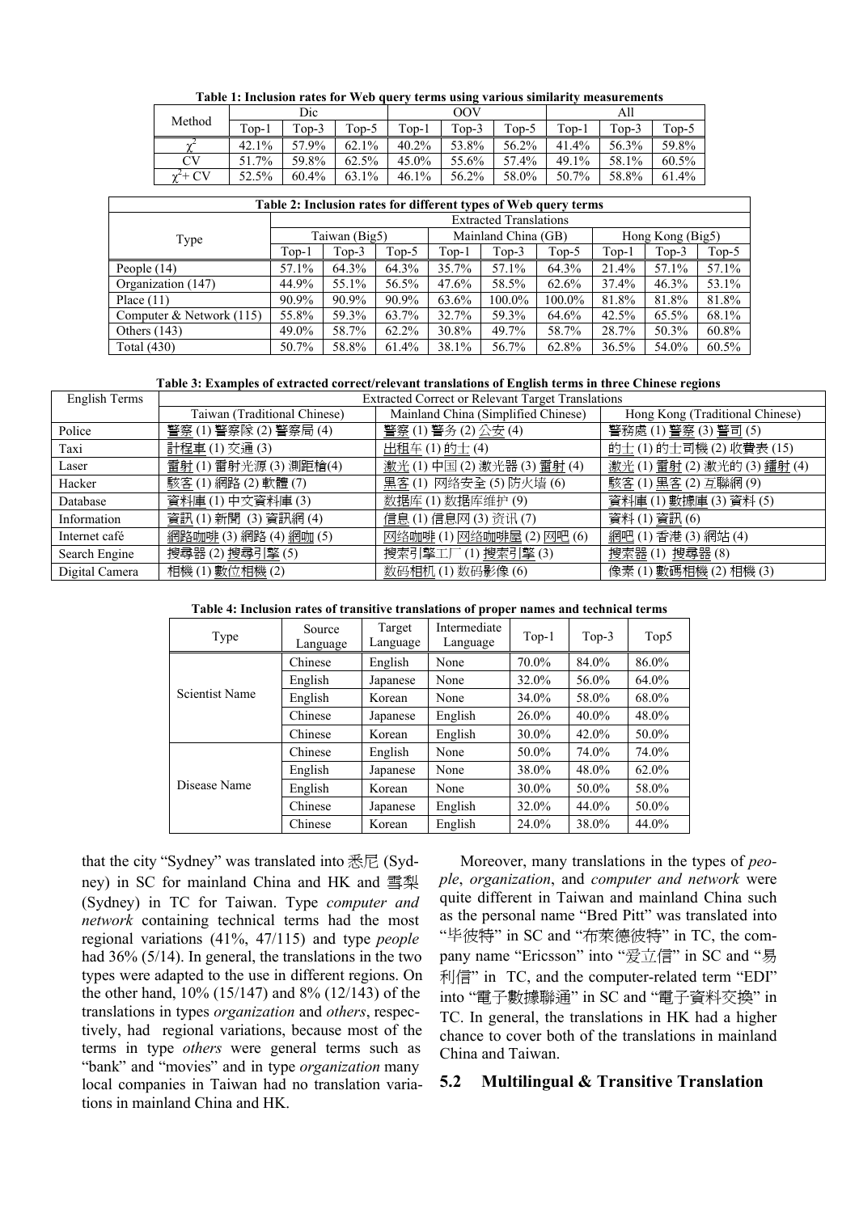**Table 1: Inclusion rates for Web query terms using various similarity measurements**

| Method | Dic | | | OOV | | | All | | |
|---|---|---|---|---|---|---|---|---|---|
| | Top-1 | Top-3 | Top-5 | Top-1 | Top-3 | Top-5 | Top-1 | Top-3 | Top-5 |
| $\chi^2$ | 42.1% | 57.9% | 62.1% | 40.2% | 53.8% | 56.2% | 41.4% | 56.3% | 59.8% |
| CV | 51.7% | 59.8% | 62.5% | 45.0% | 55.6% | 57.4% | 49.1% | 58.1% | 60.5% |
| $\chi^2$+ CV | 52.5% | 60.4% | 63.1% | 46.1% | 56.2% | 58.0% | 50.7% | 58.8% | 61.4% |

**Table 2: Inclusion rates for different types of Web query terms**

| Type | Extracted Translations | | | | | | | | |
|---|---|---|---|---|---|---|---|---|---|
| | Taiwan (Big5) | | | Mainland China (GB) | | | Hong Kong (Big5) | | |
| | Top-1 | Top-3 | Top-5 | Top-1 | Top-3 | Top-5 | Top-1 | Top-3 | Top-5 |
| People (14) | 57.1% | 64.3% | 64.3% | 35.7% | 57.1% | 64.3% | 21.4% | 57.1% | 57.1% |
| Organization (147) | 44.9% | 55.1% | 56.5% | 47.6% | 58.5% | 62.6% | 37.4% | 46.3% | 53.1% |
| Place (11) | 90.9% | 90.9% | 90.9% | 63.6% | 100.0% | 100.0% | 81.8% | 81.8% | 81.8% |
| Computer & Network (115) | 55.8% | 59.3% | 63.7% | 32.7% | 59.3% | 64.6% | 42.5% | 65.5% | 68.1% |
| Others (143) | 49.0% | 58.7% | 62.2% | 30.8% | 49.7% | 58.7% | 28.7% | 50.3% | 60.8% |
| Total (430) | 50.7% | 58.8% | 61.4% | 38.1% | 56.7% | 62.8% | 36.5% | 54.0% | 60.5% |

**Table 3: Examples of extracted correct/relevant translations of English terms in three Chinese regions**

| English Terms | Extracted Correct or Relevant Target Translations | | |
|---|---|---|---|
| | Taiwan (Traditional Chinese) | Mainland China (Simplified Chinese) | Hong Kong (Traditional Chinese) |
| Police | 警察 (1) 警察隊 (2) 警察局 (4) | 警察 (1) 警务 (2) 公安 (4) | 警務處 (1) 警察 (3) 警司 (5) |
| Taxi | 計程車 (1) 交通 (3) | 出租车 (1) 的士 (4) | 的士 (1) 的士司機 (2) 收費表 (15) |
| Laser | 雷射 (1) 雷射光源 (3) 測距槍(4) | 激光 (1) 中国 (2) 激光器 (3) 雷射 (4) | 激光 (1) 雷射 (2) 激光的 (3) 鐳射 (4) |
| Hacker | 駭客 (1) 網路 (2) 軟體 (7) | 黑客 (1) 网络安全 (5) 防火墙 (6) | 駭客 (1) 黑客 (2) 互聯網 (9) |
| Database | 資料庫 (1) 中文資料庫 (3) | 数据库 (1) 数据库维护 (9) | 資料庫 (1) 數據庫 (3) 資料 (5) |
| Information | 資訊 (1) 新聞 (3) 資訊網 (4) | 信息 (1) 信息网 (3) 资讯 (7) | 資料 (1) 資訊 (6) |
| Internet café | 網路咖啡 (3) 網路 (4) 網咖 (5) | 网络咖啡 (1) 网络咖啡屋 (2) 网吧 (6) | 網吧 (1) 香港 (3) 網站 (4) |
| Search Engine | 搜尋器 (2) 搜尋引擎 (5) | 搜索引擎工厂 (1) 搜索引擎 (3) | 搜索器 (1) 搜尋器 (8) |
| Digital Camera | 相機 (1) 數位相機 (2) | 数码相机 (1) 数码影像 (6) | 像素 (1) 數碼相機 (2) 相機 (3) |

**Table 4: Inclusion rates of transitive translations of proper names and technical terms**

| Type | Source Language | Target Language | Intermediate Language | Top-1 | Top-3 | Top5 |
|---|---|---|---|---|---|---|
| Scientist Name | Chinese | English | None | 70.0% | 84.0% | 86.0% |
| | English | Japanese | None | 32.0% | 56.0% | 64.0% |
| | English | Korean | None | 34.0% | 58.0% | 68.0% |
| | Chinese | Japanese | English | 26.0% | 40.0% | 48.0% |
| | Chinese | Korean | English | 30.0% | 42.0% | 50.0% |
| Disease Name | Chinese | English | None | 50.0% | 74.0% | 74.0% |
| | English | Japanese | None | 38.0% | 48.0% | 62.0% |
| | English | Korean | None | 30.0% | 50.0% | 58.0% |
| | Chinese | Japanese | English | 32.0% | 44.0% | 50.0% |
| | Chinese | Korean | English | 24.0% | 38.0% | 44.0% |

that the city "Sydney" was translated into 悉尼 (Sydney) in SC for mainland China and HK and 雪梨 (Sydney) in TC for Taiwan. Type *computer and network* containing technical terms had the most regional variations (41%, 47/115) and type *people* had 36% (5/14). In general, the translations in the two types were adapted to the use in different regions. On the other hand, 10% (15/147) and 8% (12/143) of the translations in types *organization* and *others*, respectively, had regional variations, because most of the terms in type *others* were general terms such as "bank" and "movies" and in type *organization* many local companies in Taiwan had no translation variations in mainland China and HK.

Moreover, many translations in the types of *people*, *organization*, and *computer and network* were quite different in Taiwan and mainland China such as the personal name "Bred Pitt" was translated into "毕彼特" in SC and "布萊德彼特" in TC, the company name "Ericsson" into "爱立信" in SC and "易利信" in TC, and the computer-related term "EDI" into "電子數據聯通" in SC and "電子資料交換" in TC. In general, the translations in HK had a higher chance to cover both of the translations in mainland China and Taiwan.

## 5.2 Multilingual & Transitive Translation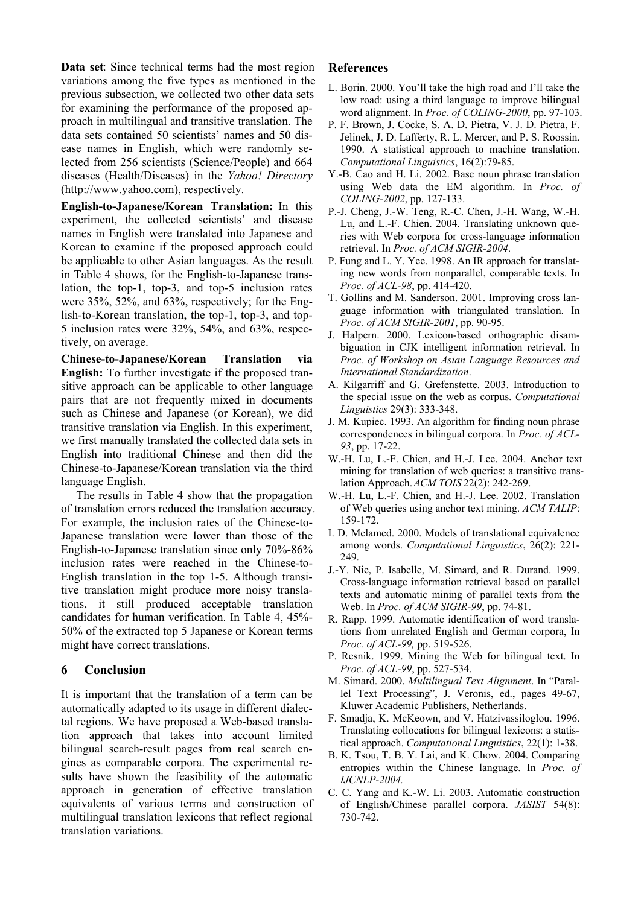**Data set**: Since technical terms had the most region variations among the five types as mentioned in the previous subsection, we collected two other data sets for examining the performance of the proposed approach in multilingual and transitive translation. The data sets contained 50 scientists' names and 50 disease names in English, which were randomly selected from 256 scientists (Science/People) and 664 diseases (Health/Diseases) in the *Yahoo! Directory* (http://www.yahoo.com), respectively.

**English-to-Japanese/Korean Translation:** In this experiment, the collected scientists' and disease names in English were translated into Japanese and Korean to examine if the proposed approach could be applicable to other Asian languages. As the result in Table 4 shows, for the English-to-Japanese translation, the top-1, top-3, and top-5 inclusion rates were 35%, 52%, and 63%, respectively; for the English-to-Korean translation, the top-1, top-3, and top-5 inclusion rates were 32%, 54%, and 63%, respectively, on average.

**Chinese-to-Japanese/Korean Translation via English:** To further investigate if the proposed transitive approach can be applicable to other language pairs that are not frequently mixed in documents such as Chinese and Japanese (or Korean), we did transitive translation via English. In this experiment, we first manually translated the collected data sets in English into traditional Chinese and then did the Chinese-to-Japanese/Korean translation via the third language English.

The results in Table 4 show that the propagation of translation errors reduced the translation accuracy. For example, the inclusion rates of the Chinese-to-Japanese translation were lower than those of the English-to-Japanese translation since only 70%-86% inclusion rates were reached in the Chinese-to-English translation in the top 1-5. Although transitive translation might produce more noisy translations, it still produced acceptable translation candidates for human verification. In Table 4, 45%-50% of the extracted top 5 Japanese or Korean terms might have correct translations.

## 6 Conclusion

It is important that the translation of a term can be automatically adapted to its usage in different dialectal regions. We have proposed a Web-based translation approach that takes into account limited bilingual search-result pages from real search engines as comparable corpora. The experimental results have shown the feasibility of the automatic approach in generation of effective translation equivalents of various terms and construction of multilingual translation lexicons that reflect regional translation variations.

## References

L. Borin. 2000. You'll take the high road and I'll take the low road: using a third language to improve bilingual word alignment. In *Proc. of COLING-2000*, pp. 97-103.

P. F. Brown, J. Cocke, S. A. D. Pietra, V. J. D. Pietra, F. Jelinek, J. D. Lafferty, R. L. Mercer, and P. S. Roossin. 1990. A statistical approach to machine translation. *Computational Linguistics*, 16(2):79-85.

Y.-B. Cao and H. Li. 2002. Base noun phrase translation using Web data the EM algorithm. In *Proc. of COLING-2002*, pp. 127-133.

P.-J. Cheng, J.-W. Teng, R.-C. Chen, J.-H. Wang, W.-H. Lu, and L.-F. Chien. 2004. Translating unknown queries with Web corpora for cross-language information retrieval. In *Proc. of ACM SIGIR-2004*.

P. Fung and L. Y. Yee. 1998. An IR approach for translating new words from nonparallel, comparable texts. In *Proc. of ACL-98*, pp. 414-420.

T. Gollins and M. Sanderson. 2001. Improving cross language information retrieval with triangulated translation. In *Proc. of ACM SIGIR-2001*, pp. 90-95.

J. Halpern. 2000. Lexicon-based orthographic disambiguation in CJK intelligent information retrieval. In *Proc. of Workshop on Asian Language Resources and International Standardization*.

A. Kilgarriff and G. Grefenstette. 2003. Introduction to the special issue on the web as corpus. *Computational Linguistics* 29(3): 333-348.

J. M. Kupiec. 1993. An algorithm for finding noun phrase correspondences in bilingual corpora. In *Proc. of ACL-93*, pp. 17-22.

W.-H. Lu, L.-F. Chien, and H.-J. Lee. 2004. Anchor text mining for translation of web queries: a transitive translation Approach. *ACM TOIS* 22(2): 242-269.

W.-H. Lu, L.-F. Chien, and H.-J. Lee. 2002. Translation of Web queries using anchor text mining. *ACM TALIP*: 159-172.

I. D. Melamed. 2000. Models of translational equivalence among words. *Computational Linguistics*, 26(2): 221-249.

J.-Y. Nie, P. Isabelle, M. Simard, and R. Durand. 1999. Cross-language information retrieval based on parallel texts and automatic mining of parallel texts from the Web. In *Proc. of ACM SIGIR-99*, pp. 74-81.

R. Rapp. 1999. Automatic identification of word translations from unrelated English and German corpora, In *Proc. of ACL-99,* pp. 519-526.

P. Resnik. 1999. Mining the Web for bilingual text. In *Proc. of ACL-99*, pp. 527-534.

M. Simard. 2000. *Multilingual Text Alignment*. In "Parallel Text Processing", J. Veronis, ed., pages 49-67, Kluwer Academic Publishers, Netherlands.

F. Smadja, K. McKeown, and V. Hatzivassiloglou. 1996. Translating collocations for bilingual lexicons: a statistical approach. *Computational Linguistics*, 22(1): 1-38.

B. K. Tsou, T. B. Y. Lai, and K. Chow. 2004. Comparing entropies within the Chinese language. In *Proc. of IJCNLP-2004.*

C. C. Yang and K.-W. Li. 2003. Automatic construction of English/Chinese parallel corpora. *JASIST* 54(8): 730-742.